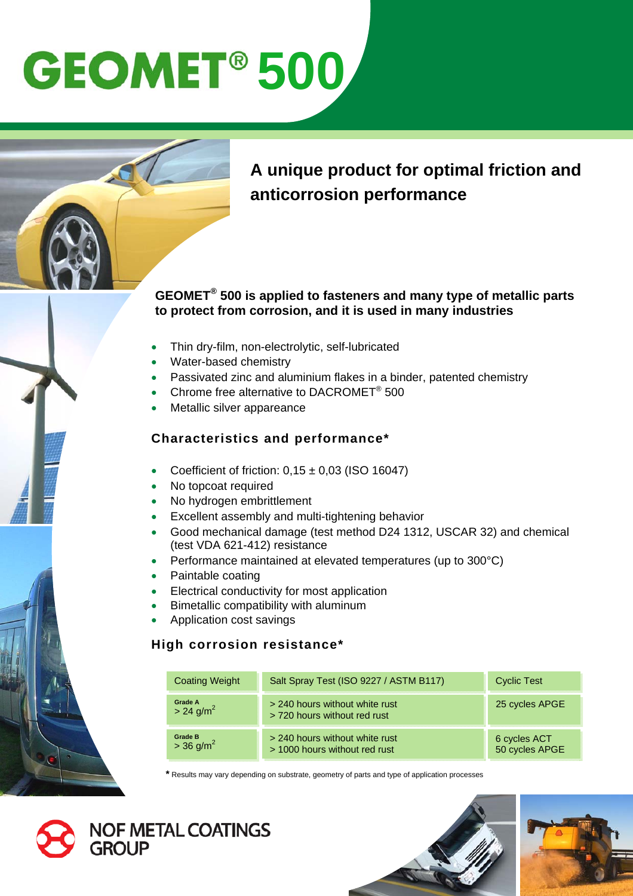# GEOMET® 500

## A unique product for optimal friction and anticorrosion performance

**GEOMET® 500 is applied to fasteners and many type of metallic parts to protect from corrosion, and it is used in many industries**

- Thin dry-film, non-electrolytic, self-lubricated
- Water-based chemistry
- Passivated zinc and aluminium flakes in a binder, patented chemistry
- Chrome free alternative to DACROMET® 500
- Metallic silver appareance

### Characteristics and performance*

- Coefficient of friction: 0,15 ± 0,03 (ISO 16047)
- No topcoat required
- No hydrogen embrittlement
- Excellent assembly and multi-tightening behavior
- Good mechanical damage (test method D24 1312, USCAR 32) and chemical (test VDA 621-412) resistance
- Performance maintained at elevated temperatures (up to 300°C)
- Paintable coating
- Electrical conductivity for most application
- Bimetallic compatibility with aluminum
- Application cost savings

### High corrosion resistance*

| Coating Weight | Salt Spray Test (ISO 9227 / ASTM B117) | Cyclic Test |
|---|---|---|
| Grade A<br>> 24 g/m² | > 240 hours without white rust<br>> 720 hours without red rust | 25 cycles APGE |
| Grade B<br>> 36 g/m² | > 240 hours without white rust<br>> 1000 hours without red rust | 6 cycles ACT<br>50 cycles APGE |

\* Results may vary depending on substrate, geometry of parts and type of application processes

NOF METAL COATINGS GROUP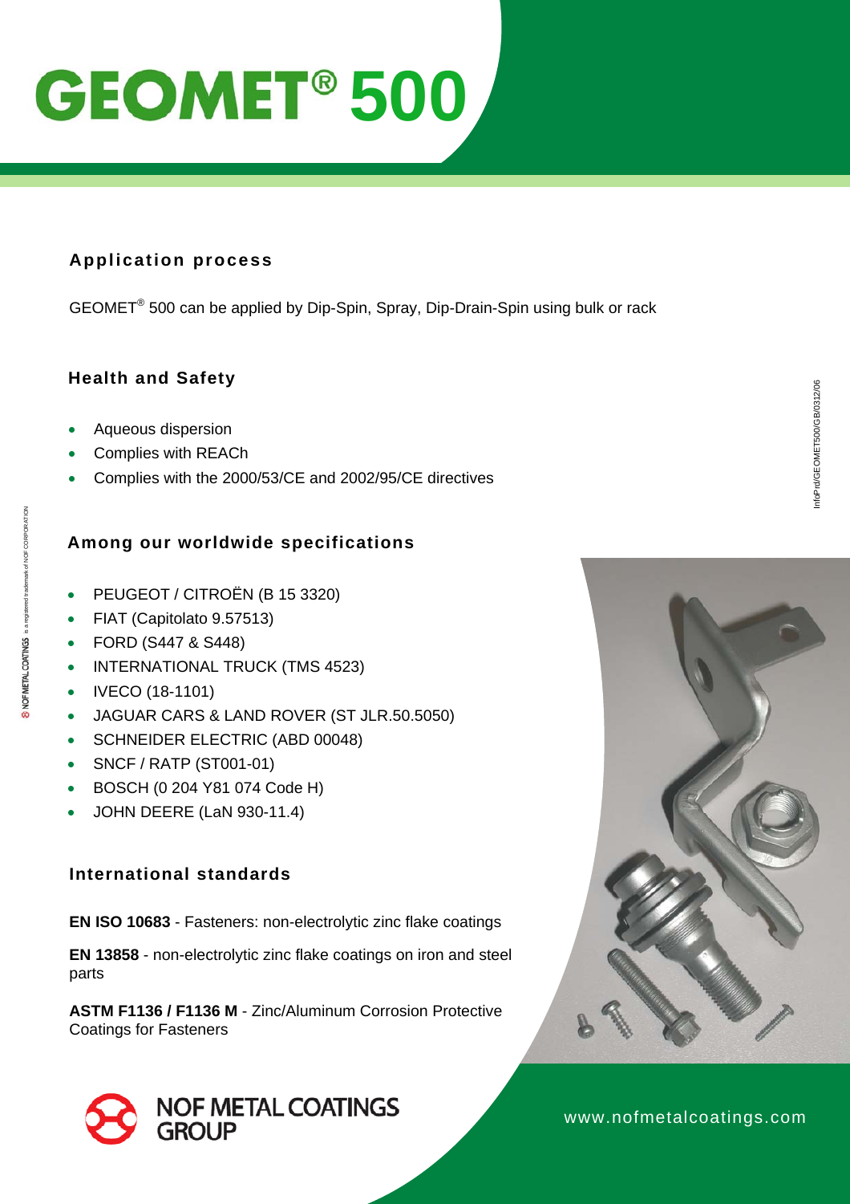# GEOMET® 500

## Application process

GEOMET® 500 can be applied by Dip-Spin, Spray, Dip-Drain-Spin using bulk or rack

## Health and Safety

- Aqueous dispersion
- Complies with REACh
- Complies with the 2000/53/CE and 2002/95/CE directives

## Among our worldwide specifications

- PEUGEOT / CITROËN (B 15 3320)
- FIAT (Capitolato 9.57513)
- FORD (S447 & S448)
- INTERNATIONAL TRUCK (TMS 4523)
- IVECO (18-1101)
- JAGUAR CARS & LAND ROVER (ST JLR.50.5050)
- SCHNEIDER ELECTRIC (ABD 00048)
- SNCF / RATP (ST001-01)
- BOSCH (0 204 Y81 074 Code H)
- JOHN DEERE (LaN 930-11.4)

## International standards

**EN ISO 10683** - Fasteners: non-electrolytic zinc flake coatings

**EN 13858** - non-electrolytic zinc flake coatings on iron and steel parts

**ASTM F1136 / F1136 M** - Zinc/Aluminum Corrosion Protective Coatings for Fasteners

NOF METAL COATINGS GROUP

www.nofmetalcoatings.com

InfoPrd/GEOMET500/GB/0312/06

® NOF METAL COATINGS is a registered trademark of NOF CORPORATION